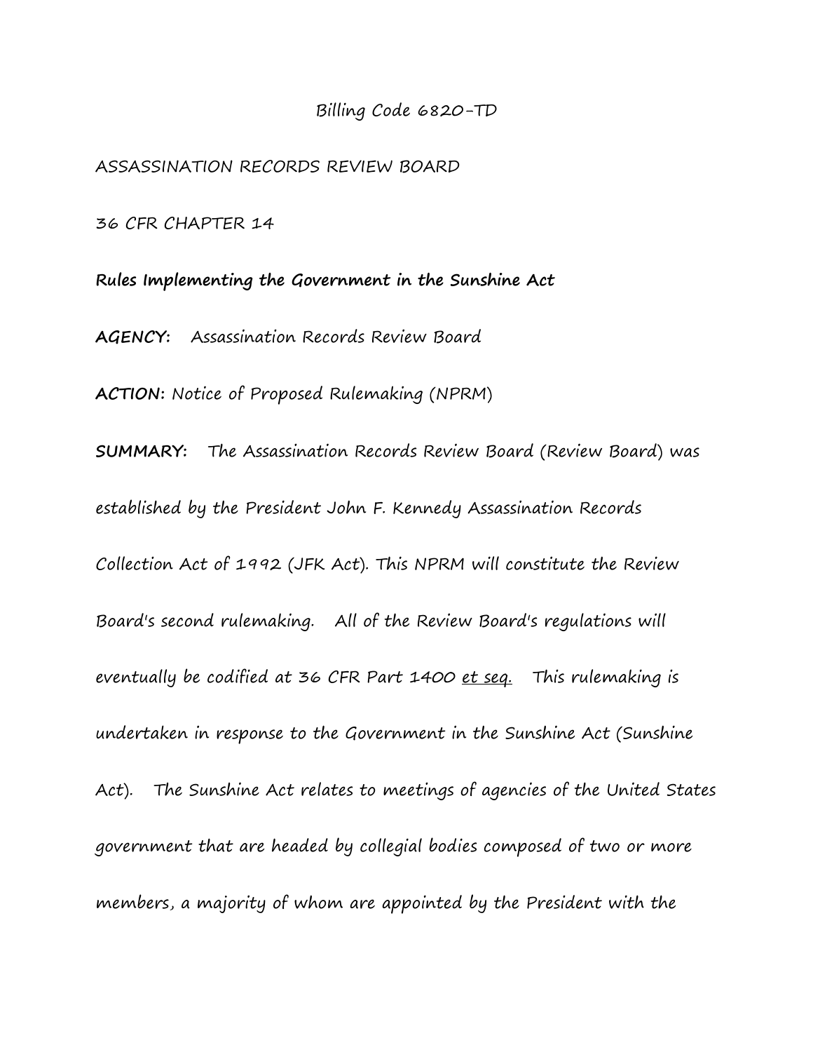Billing Code 6820-TD

ASSASSINATION RECORDS REVIEW BOARD

36 CFR CHAPTER 14

**Rules Implementing the Government in the Sunshine Act**

**AGENCY:** Assassination Records Review Board

**ACTION:** Notice of Proposed Rulemaking (NPRM)

**SUMMARY:** The Assassination Records Review Board (Review Board) was established by the President John F. Kennedy Assassination Records Collection Act of 1992 (JFK Act). This NPRM will constitute the Review Board's second rulemaking. All of the Review Board's regulations will eventually be codified at 36 CFR Part 1400 _et seq._ This rulemaking is undertaken in response to the Government in the Sunshine Act (Sunshine Act). The Sunshine Act relates to meetings of agencies of the United States government that are headed by collegial bodies composed of two or more members, a majority of whom are appointed by the President with the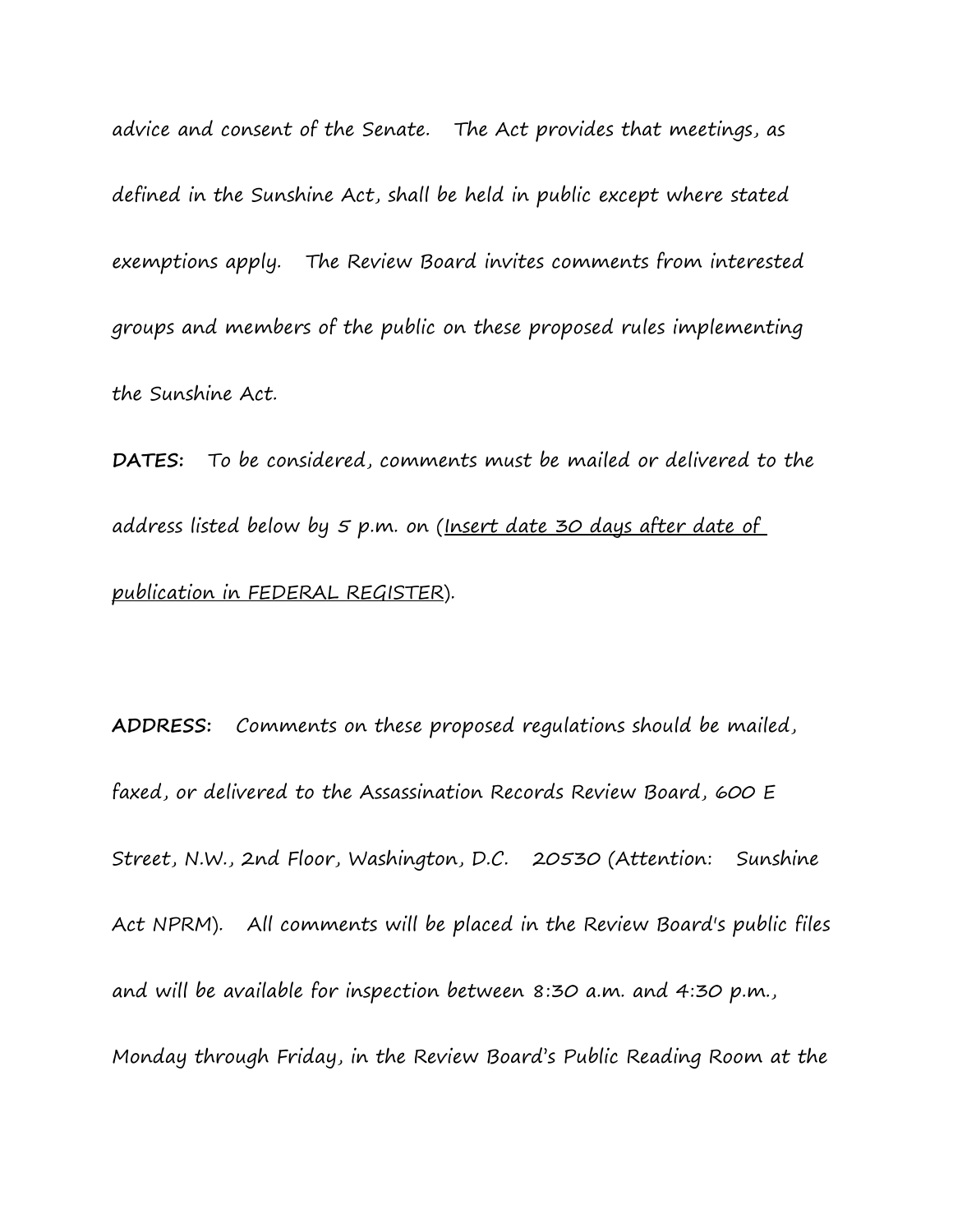advice and consent of the Senate. The Act provides that meetings, as defined in the Sunshine Act, shall be held in public except where stated exemptions apply. The Review Board invites comments from interested groups and members of the public on these proposed rules implementing the Sunshine Act.

**DATES:** To be considered, comments must be mailed or delivered to the address listed below by 5 p.m. on (<u>Insert date 30 days after date of publication in FEDERAL REGISTER</u>).

**ADDRESS:** Comments on these proposed regulations should be mailed, faxed, or delivered to the Assassination Records Review Board, 600 E Street, N.W., 2nd Floor, Washington, D.C. 20530 (Attention: Sunshine Act NPRM). All comments will be placed in the Review Board's public files and will be available for inspection between 8:30 a.m. and 4:30 p.m., Monday through Friday, in the Review Board's Public Reading Room at the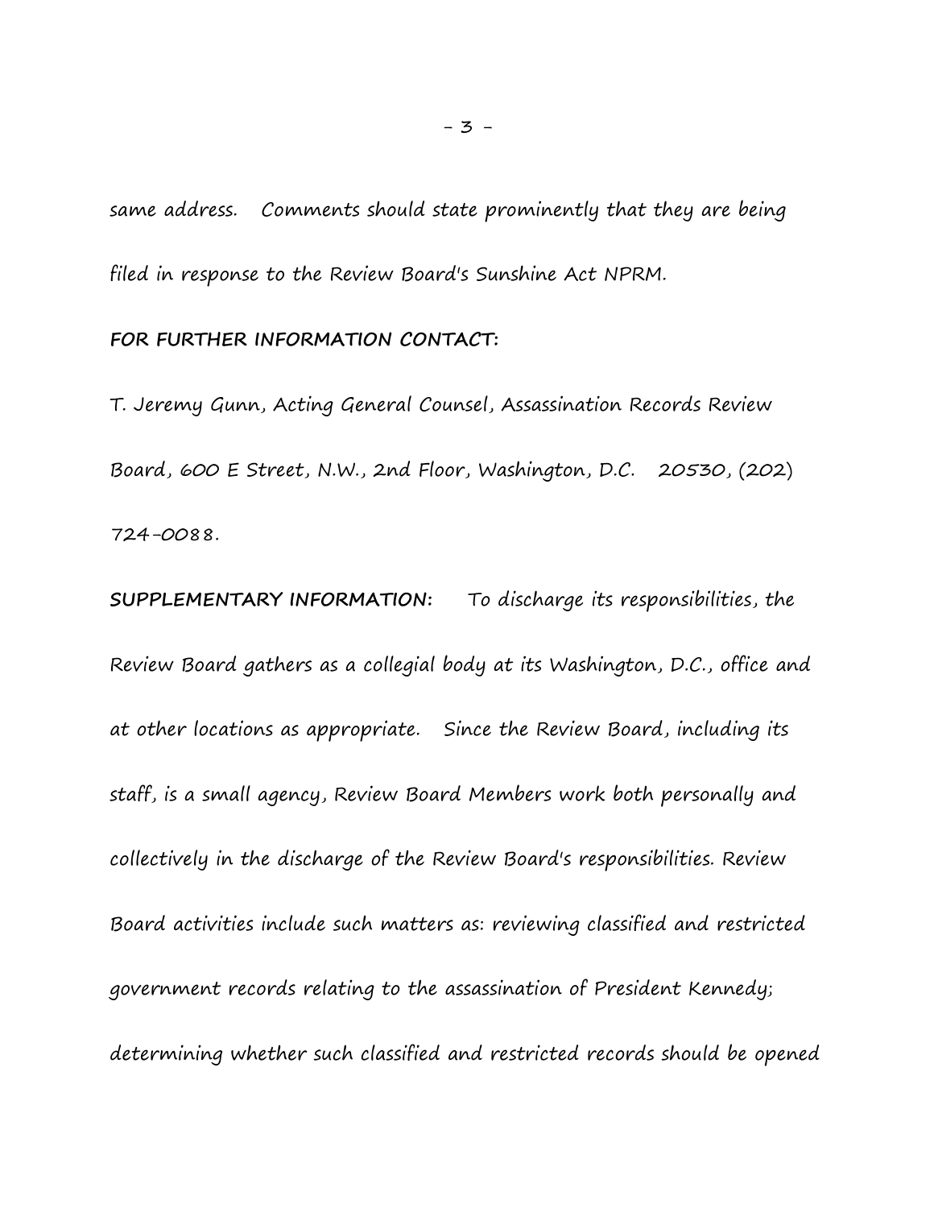same address. Comments should state prominently that they are being filed in response to the Review Board's Sunshine Act NPRM.

**FOR FURTHER INFORMATION CONTACT:**

T. Jeremy Gunn, Acting General Counsel, Assassination Records Review Board, 600 E Street, N.W., 2nd Floor, Washington, D.C. 20530, (202) 724-0088.

**SUPPLEMENTARY INFORMATION:** To discharge its responsibilities, the Review Board gathers as a collegial body at its Washington, D.C., office and at other locations as appropriate. Since the Review Board, including its staff, is a small agency, Review Board Members work both personally and collectively in the discharge of the Review Board's responsibilities. Review Board activities include such matters as: reviewing classified and restricted government records relating to the assassination of President Kennedy; determining whether such classified and restricted records should be opened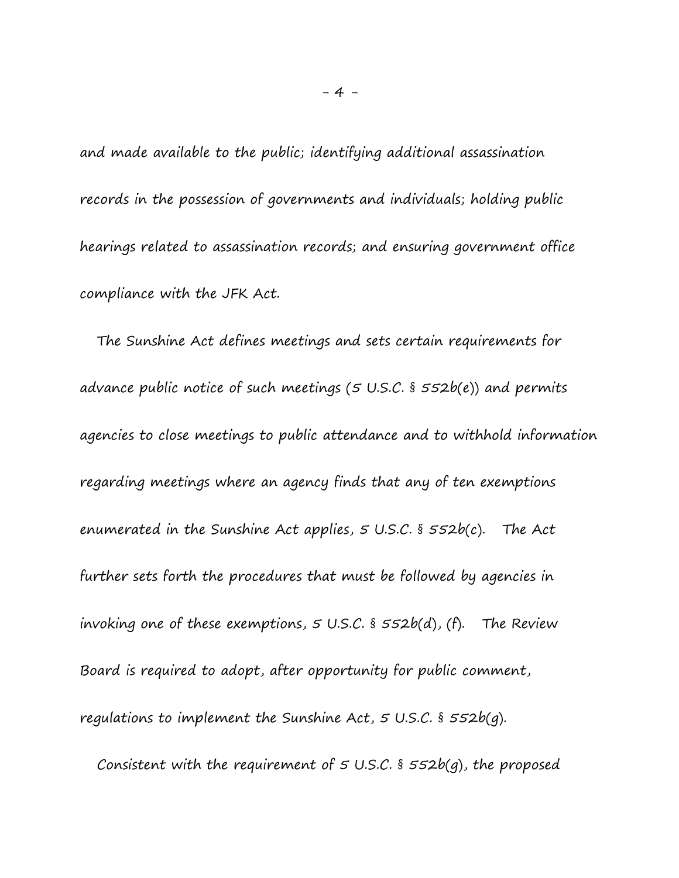and made available to the public; identifying additional assassination records in the possession of governments and individuals; holding public hearings related to assassination records; and ensuring government office compliance with the JFK Act.

The Sunshine Act defines meetings and sets certain requirements for advance public notice of such meetings (5 U.S.C. § 552b(e)) and permits agencies to close meetings to public attendance and to withhold information regarding meetings where an agency finds that any of ten exemptions enumerated in the Sunshine Act applies, 5 U.S.C. § 552b(c). The Act further sets forth the procedures that must be followed by agencies in invoking one of these exemptions, 5 U.S.C. § 552b(d), (f). The Review Board is required to adopt, after opportunity for public comment, regulations to implement the Sunshine Act, 5 U.S.C. § 552b(g).

Consistent with the requirement of 5 U.S.C. § 552b(g), the proposed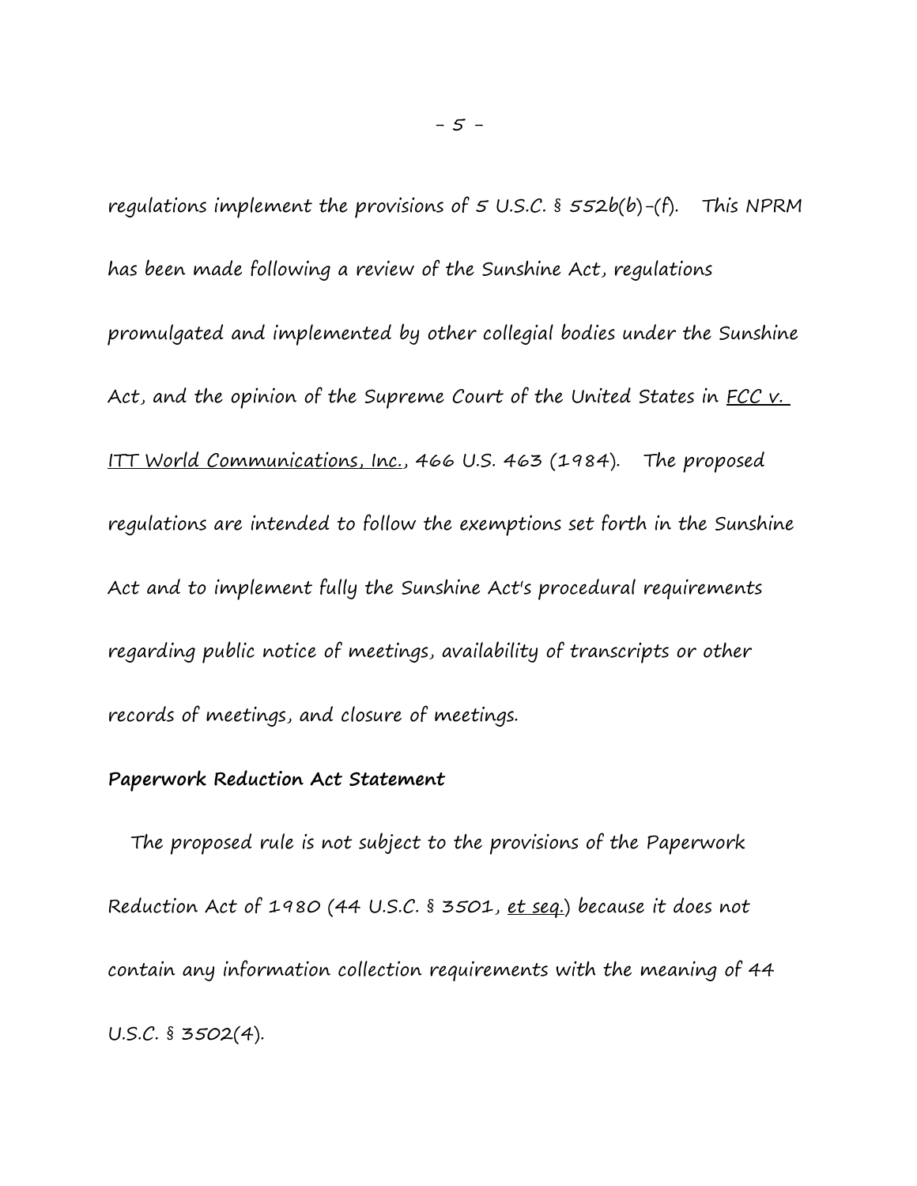regulations implement the provisions of 5 U.S.C. § 552b(b)-(f). This NPRM has been made following a review of the Sunshine Act, regulations promulgated and implemented by other collegial bodies under the Sunshine Act, and the opinion of the Supreme Court of the United States in FCC v. ITT World Communications, Inc., 466 U.S. 463 (1984). The proposed regulations are intended to follow the exemptions set forth in the Sunshine Act and to implement fully the Sunshine Act's procedural requirements regarding public notice of meetings, availability of transcripts or other records of meetings, and closure of meetings.

**Paperwork Reduction Act Statement**

The proposed rule is not subject to the provisions of the Paperwork Reduction Act of 1980 (44 U.S.C. § 3501, et seq.) because it does not contain any information collection requirements with the meaning of 44 U.S.C. § 3502(4).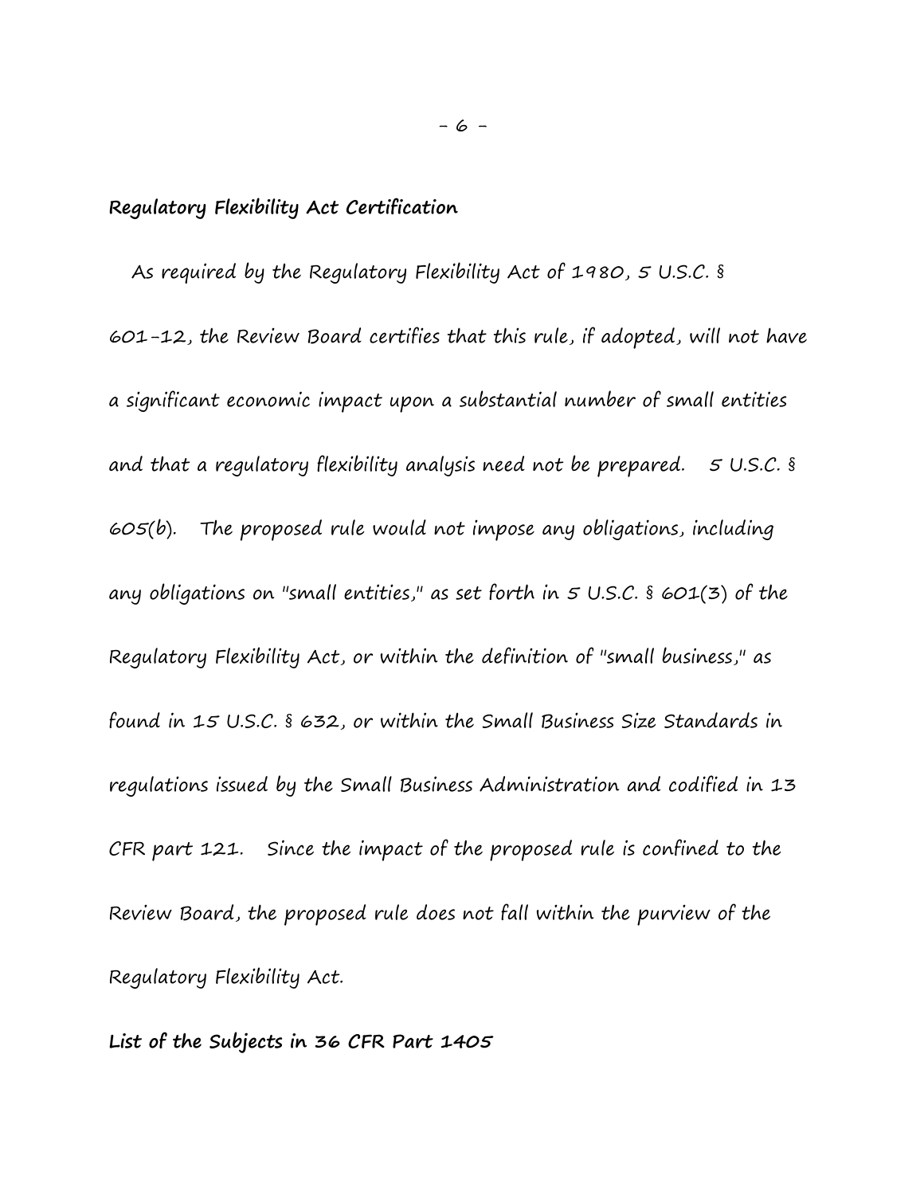**Regulatory Flexibility Act Certification**

As required by the Regulatory Flexibility Act of 1980, 5 U.S.C. § 601-12, the Review Board certifies that this rule, if adopted, will not have a significant economic impact upon a substantial number of small entities and that a regulatory flexibility analysis need not be prepared. 5 U.S.C. § 605(b). The proposed rule would not impose any obligations, including any obligations on "small entities," as set forth in 5 U.S.C. § 601(3) of the Regulatory Flexibility Act, or within the definition of "small business," as found in 15 U.S.C. § 632, or within the Small Business Size Standards in regulations issued by the Small Business Administration and codified in 13 CFR part 121. Since the impact of the proposed rule is confined to the Review Board, the proposed rule does not fall within the purview of the Regulatory Flexibility Act.

**List of the Subjects in 36 CFR Part 1405**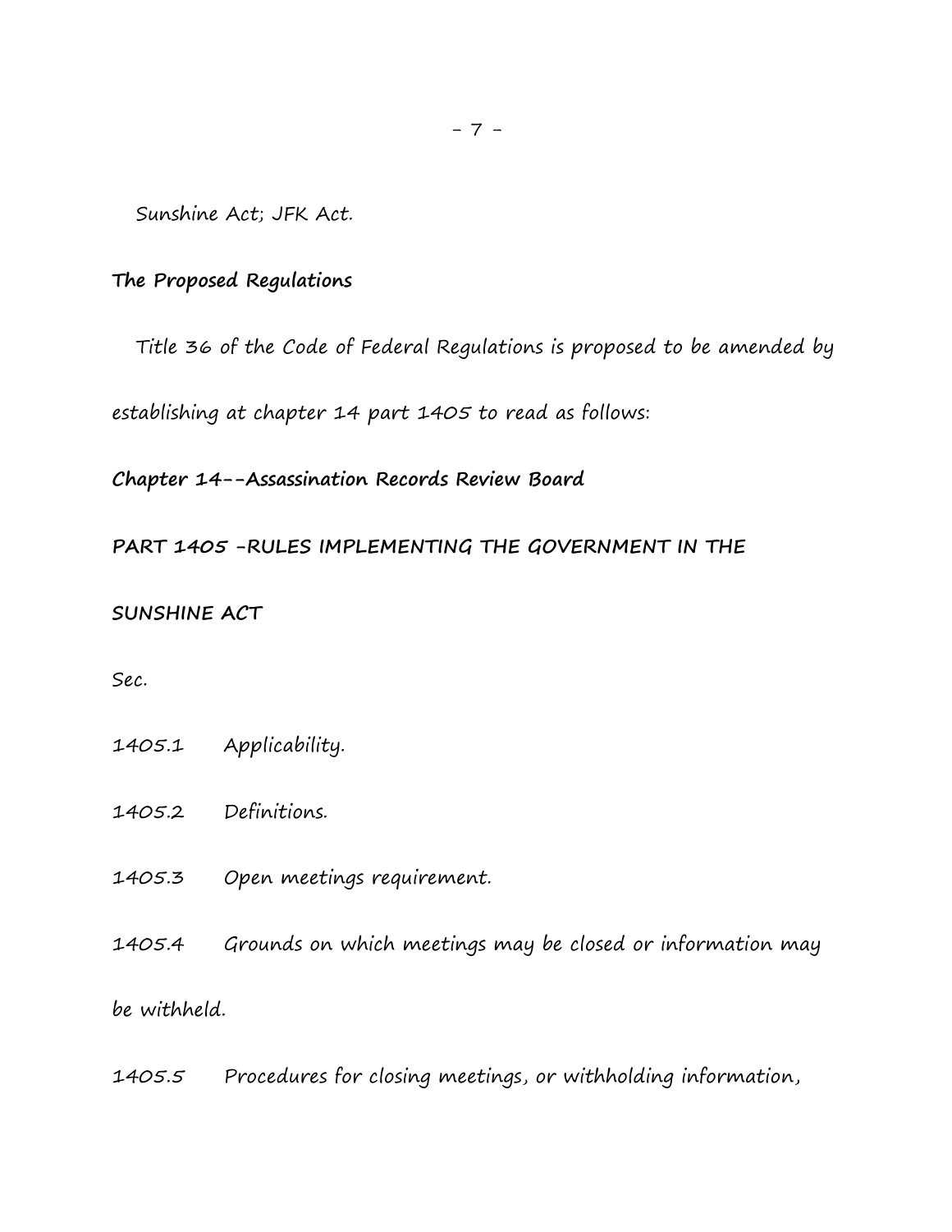Sunshine Act; JFK Act.

**The Proposed Regulations**

Title 36 of the Code of Federal Regulations is proposed to be amended by establishing at chapter 14 part 1405 to read as follows:

**Chapter 14--Assassination Records Review Board**

**PART 1405 -RULES IMPLEMENTING THE GOVERNMENT IN THE SUNSHINE ACT**

Sec.

1405.1 Applicability.

1405.2 Definitions.

1405.3 Open meetings requirement.

1405.4 Grounds on which meetings may be closed or information may be withheld.

1405.5 Procedures for closing meetings, or withholding information,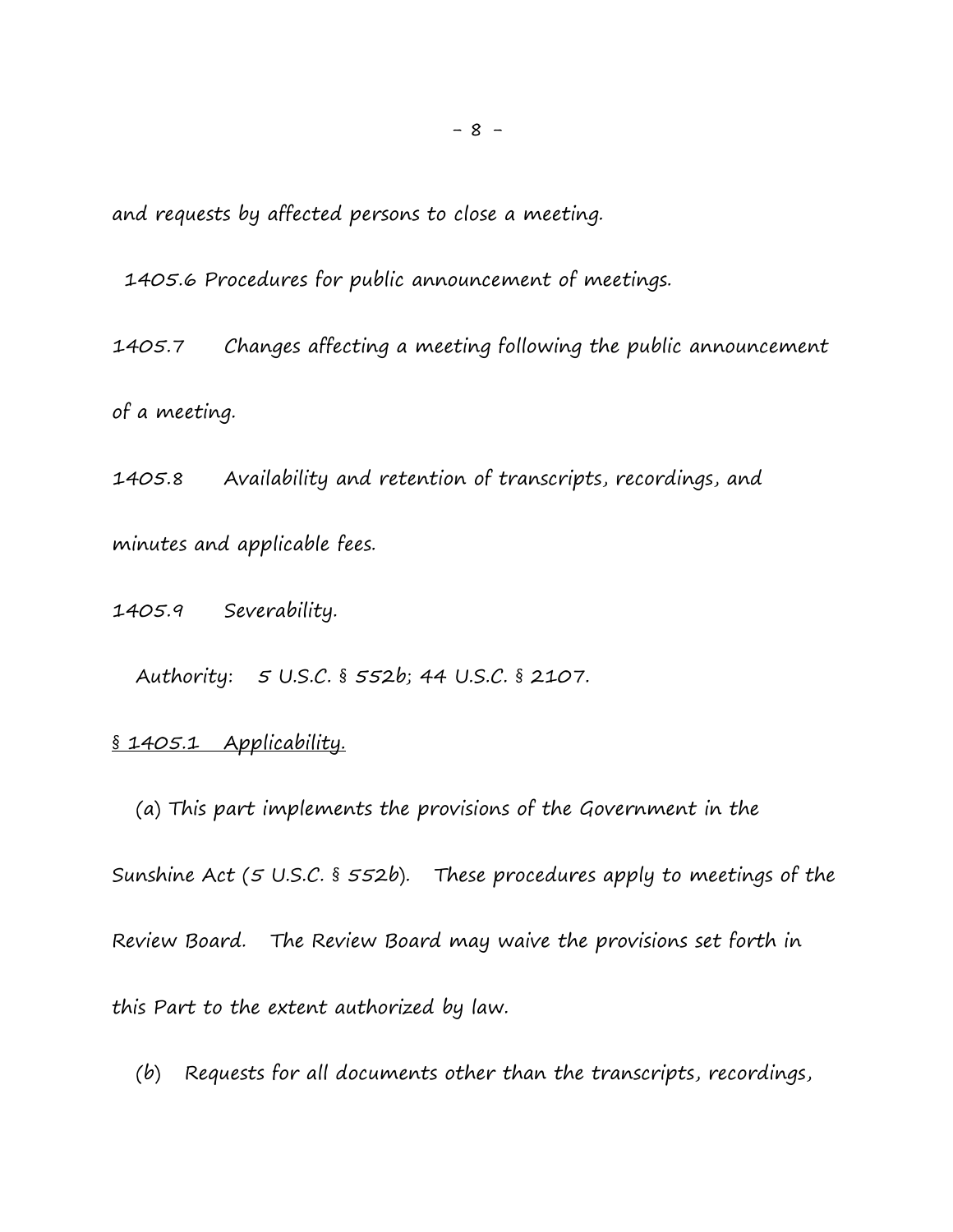and requests by affected persons to close a meeting.

1405.6 Procedures for public announcement of meetings.

1405.7 Changes affecting a meeting following the public announcement of a meeting.

1405.8 Availability and retention of transcripts, recordings, and minutes and applicable fees.

1405.9 Severability.

Authority: 5 U.S.C. § 552b; 44 U.S.C. § 2107.

<u>§ 1405.1 Applicability.</u>

(a) This part implements the provisions of the Government in the Sunshine Act (5 U.S.C. § 552b). These procedures apply to meetings of the Review Board. The Review Board may waive the provisions set forth in this Part to the extent authorized by law.

(b) Requests for all documents other than the transcripts, recordings,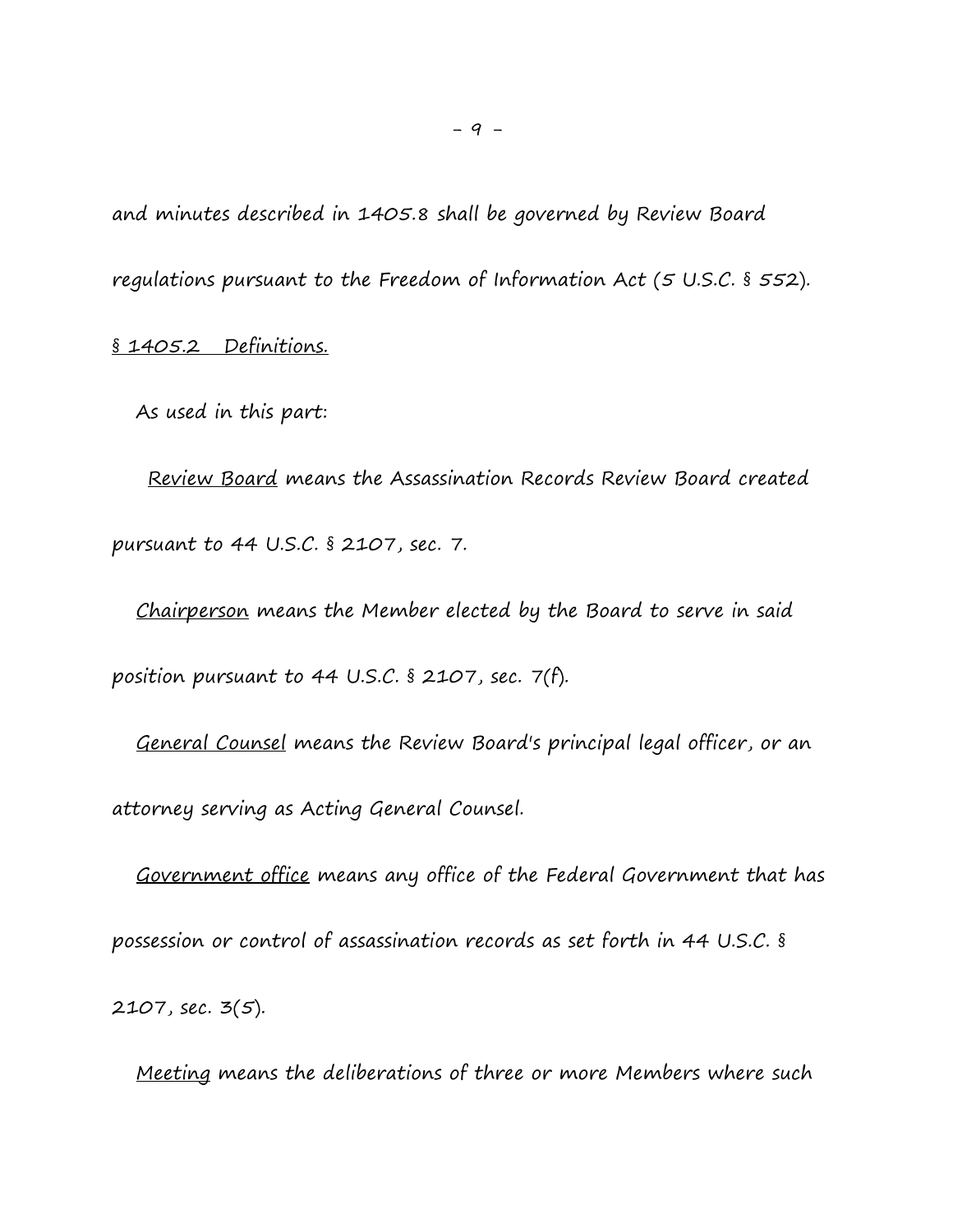and minutes described in 1405.8 shall be governed by Review Board regulations pursuant to the Freedom of Information Act (5 U.S.C. § 552).

§ 1405.2 Definitions.

As used in this part:

Review Board means the Assassination Records Review Board created pursuant to 44 U.S.C. § 2107, sec. 7.

Chairperson means the Member elected by the Board to serve in said position pursuant to 44 U.S.C. § 2107, sec. 7(f).

General Counsel means the Review Board's principal legal officer, or an attorney serving as Acting General Counsel.

Government office means any office of the Federal Government that has possession or control of assassination records as set forth in 44 U.S.C. § 2107, sec. 3(5).

Meeting means the deliberations of three or more Members where such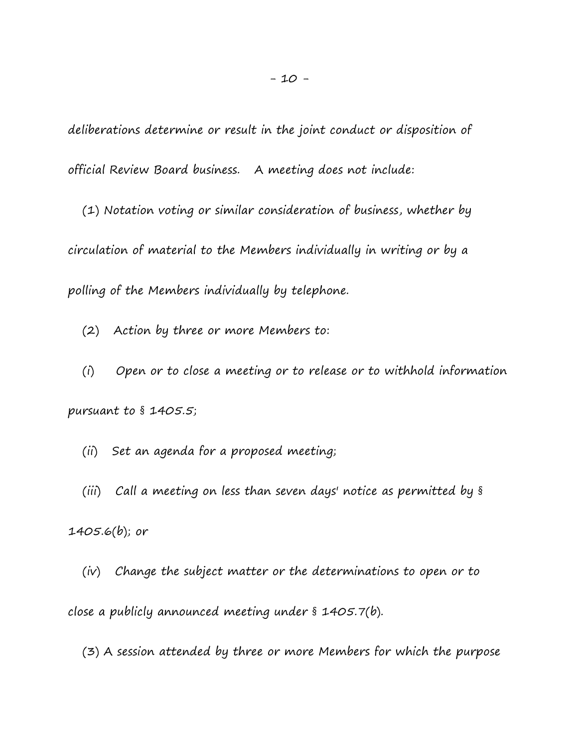deliberations determine or result in the joint conduct or disposition of official Review Board business. A meeting does not include:

(1) Notation voting or similar consideration of business, whether by circulation of material to the Members individually in writing or by a polling of the Members individually by telephone.

(2) Action by three or more Members to:

(i) Open or to close a meeting or to release or to withhold information pursuant to § 1405.5;

(ii) Set an agenda for a proposed meeting;

(iii) Call a meeting on less than seven days' notice as permitted by § 1405.6(b); or

(iv) Change the subject matter or the determinations to open or to close a publicly announced meeting under § 1405.7(b).

(3) A session attended by three or more Members for which the purpose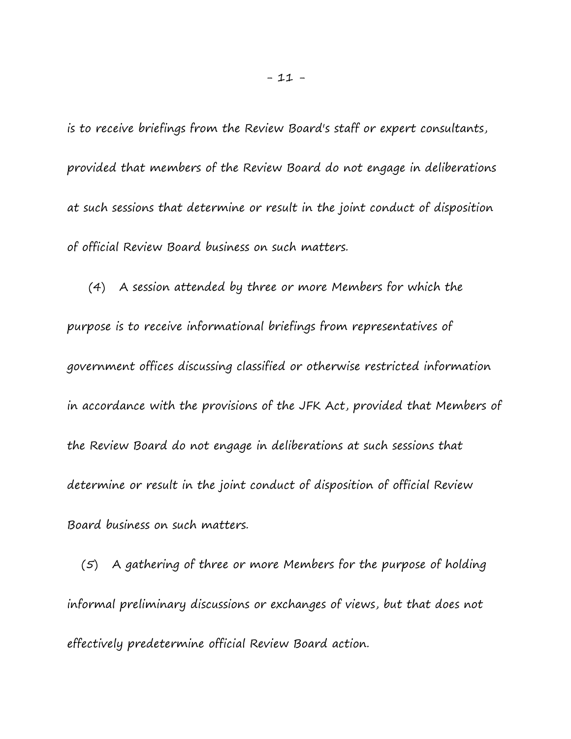is to receive briefings from the Review Board's staff or expert consultants, provided that members of the Review Board do not engage in deliberations at such sessions that determine or result in the joint conduct of disposition of official Review Board business on such matters.

(4) A session attended by three or more Members for which the purpose is to receive informational briefings from representatives of government offices discussing classified or otherwise restricted information in accordance with the provisions of the JFK Act, provided that Members of the Review Board do not engage in deliberations at such sessions that determine or result in the joint conduct of disposition of official Review Board business on such matters.

(5) A gathering of three or more Members for the purpose of holding informal preliminary discussions or exchanges of views, but that does not effectively predetermine official Review Board action.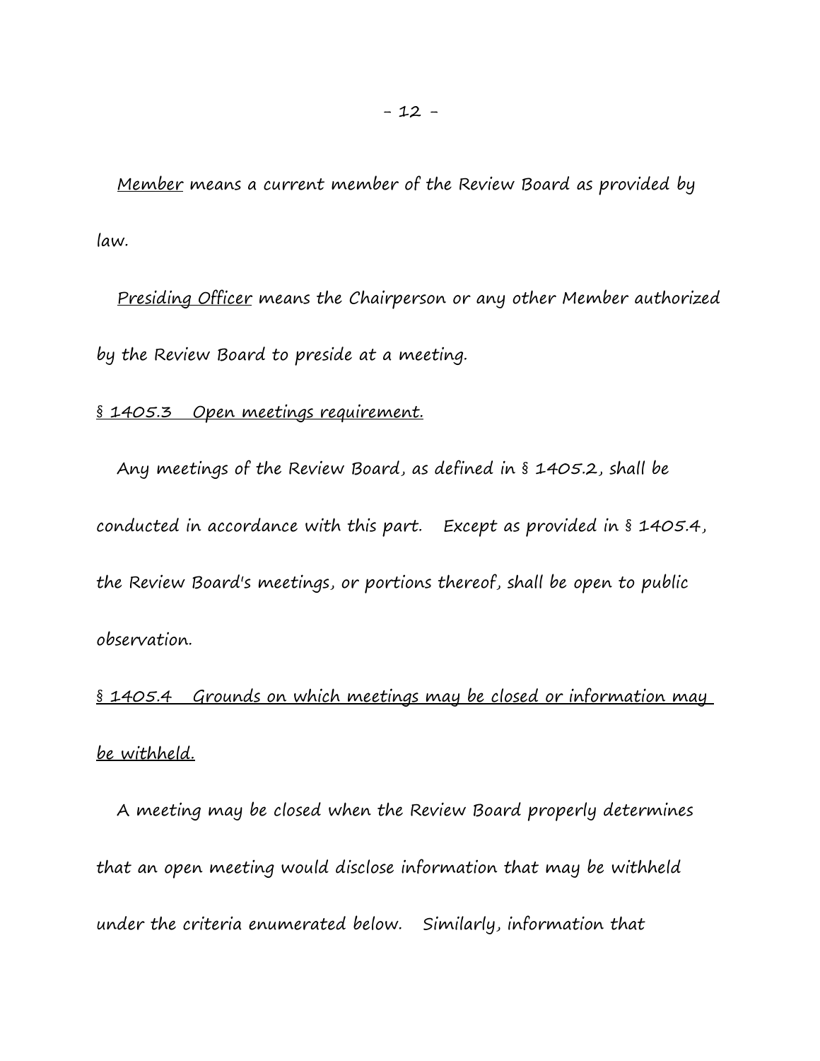Member means a current member of the Review Board as provided by law.

Presiding Officer means the Chairperson or any other Member authorized by the Review Board to preside at a meeting.

## § 1405.3 Open meetings requirement.

Any meetings of the Review Board, as defined in § 1405.2, shall be conducted in accordance with this part. Except as provided in § 1405.4, the Review Board's meetings, or portions thereof, shall be open to public observation.

## § 1405.4 Grounds on which meetings may be closed or information may be withheld.

A meeting may be closed when the Review Board properly determines that an open meeting would disclose information that may be withheld under the criteria enumerated below. Similarly, information that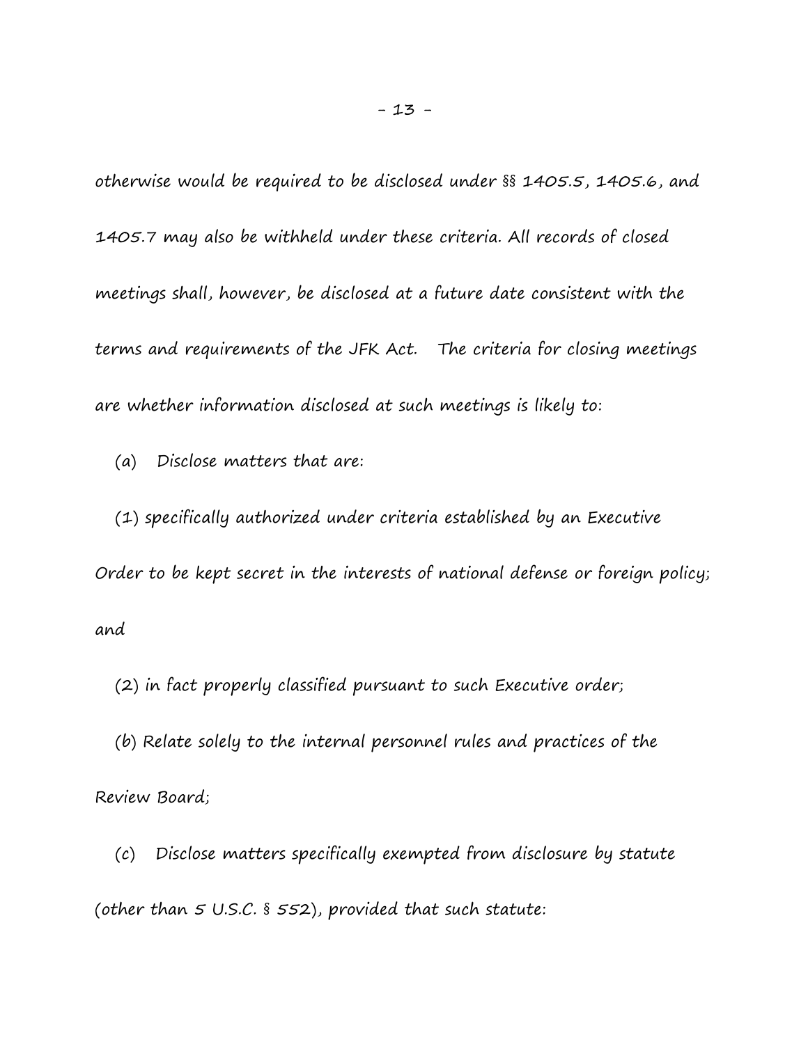otherwise would be required to be disclosed under §§ 1405.5, 1405.6, and 1405.7 may also be withheld under these criteria. All records of closed meetings shall, however, be disclosed at a future date consistent with the terms and requirements of the JFK Act. The criteria for closing meetings are whether information disclosed at such meetings is likely to:

(a) Disclose matters that are:

(1) specifically authorized under criteria established by an Executive Order to be kept secret in the interests of national defense or foreign policy; and

(2) in fact properly classified pursuant to such Executive order;

(b) Relate solely to the internal personnel rules and practices of the Review Board;

(c) Disclose matters specifically exempted from disclosure by statute (other than 5 U.S.C. § 552), provided that such statute: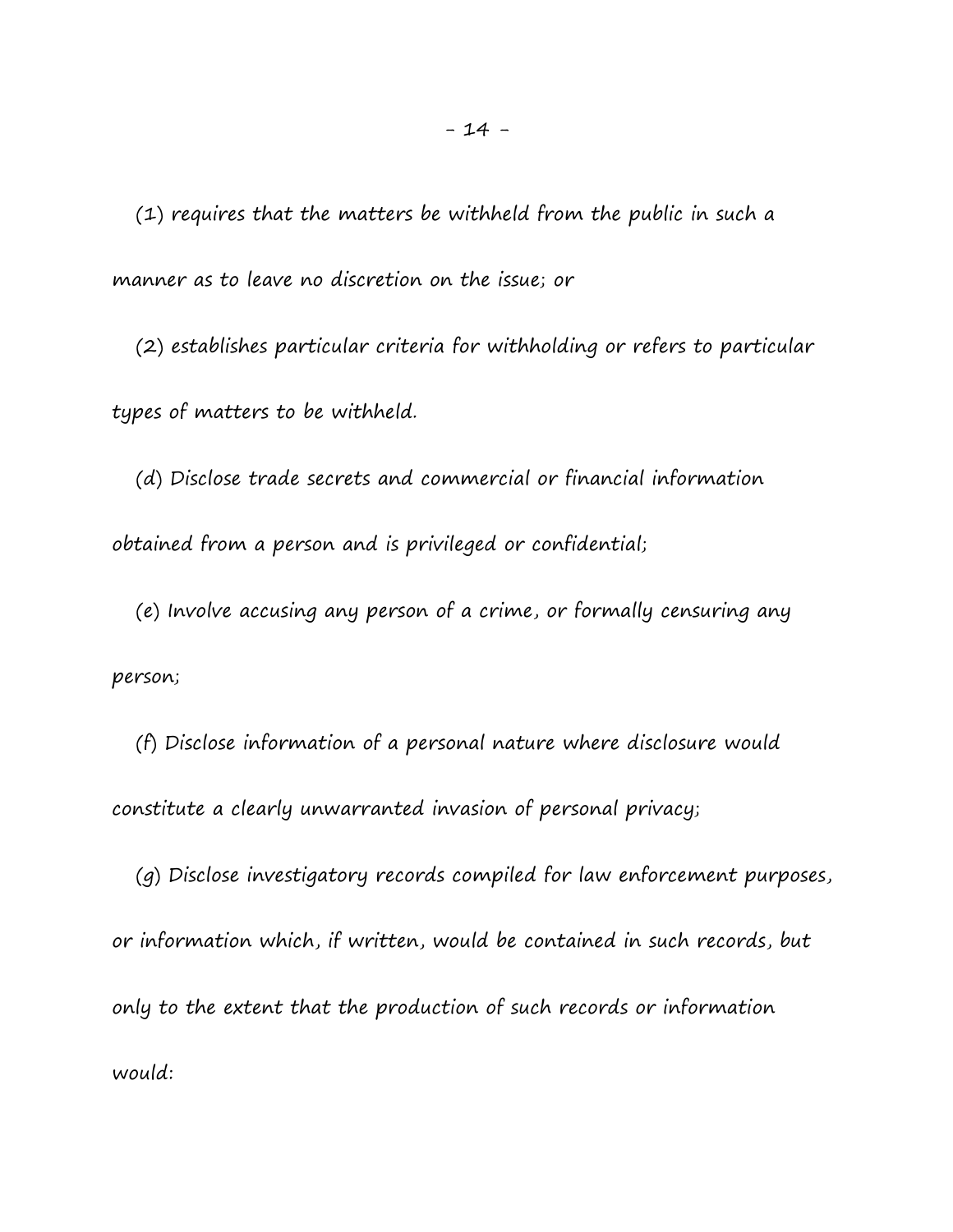(1) requires that the matters be withheld from the public in such a manner as to leave no discretion on the issue; or

(2) establishes particular criteria for withholding or refers to particular types of matters to be withheld.

(d) Disclose trade secrets and commercial or financial information obtained from a person and is privileged or confidential;

(e) Involve accusing any person of a crime, or formally censuring any person;

(f) Disclose information of a personal nature where disclosure would constitute a clearly unwarranted invasion of personal privacy;

(g) Disclose investigatory records compiled for law enforcement purposes, or information which, if written, would be contained in such records, but only to the extent that the production of such records or information would: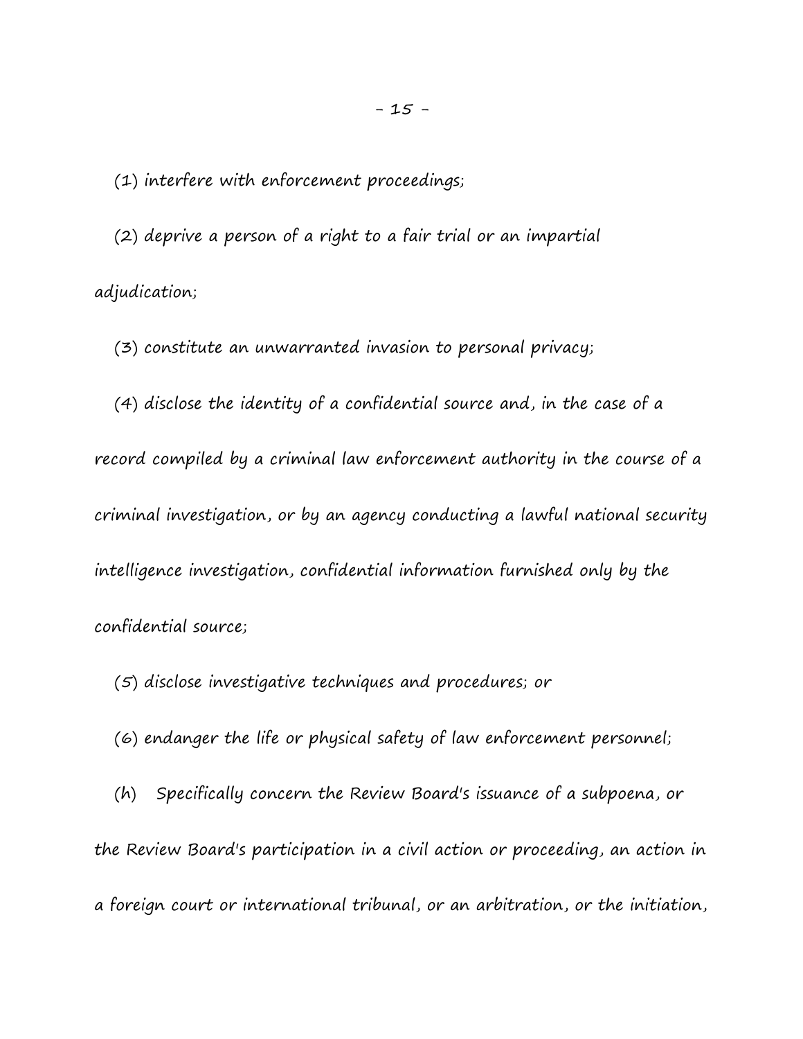(1) interfere with enforcement proceedings;

(2) deprive a person of a right to a fair trial or an impartial adjudication;

(3) constitute an unwarranted invasion to personal privacy;

(4) disclose the identity of a confidential source and, in the case of a record compiled by a criminal law enforcement authority in the course of a criminal investigation, or by an agency conducting a lawful national security intelligence investigation, confidential information furnished only by the confidential source;

(5) disclose investigative techniques and procedures; or

(6) endanger the life or physical safety of law enforcement personnel;

(h) Specifically concern the Review Board's issuance of a subpoena, or the Review Board's participation in a civil action or proceeding, an action in a foreign court or international tribunal, or an arbitration, or the initiation,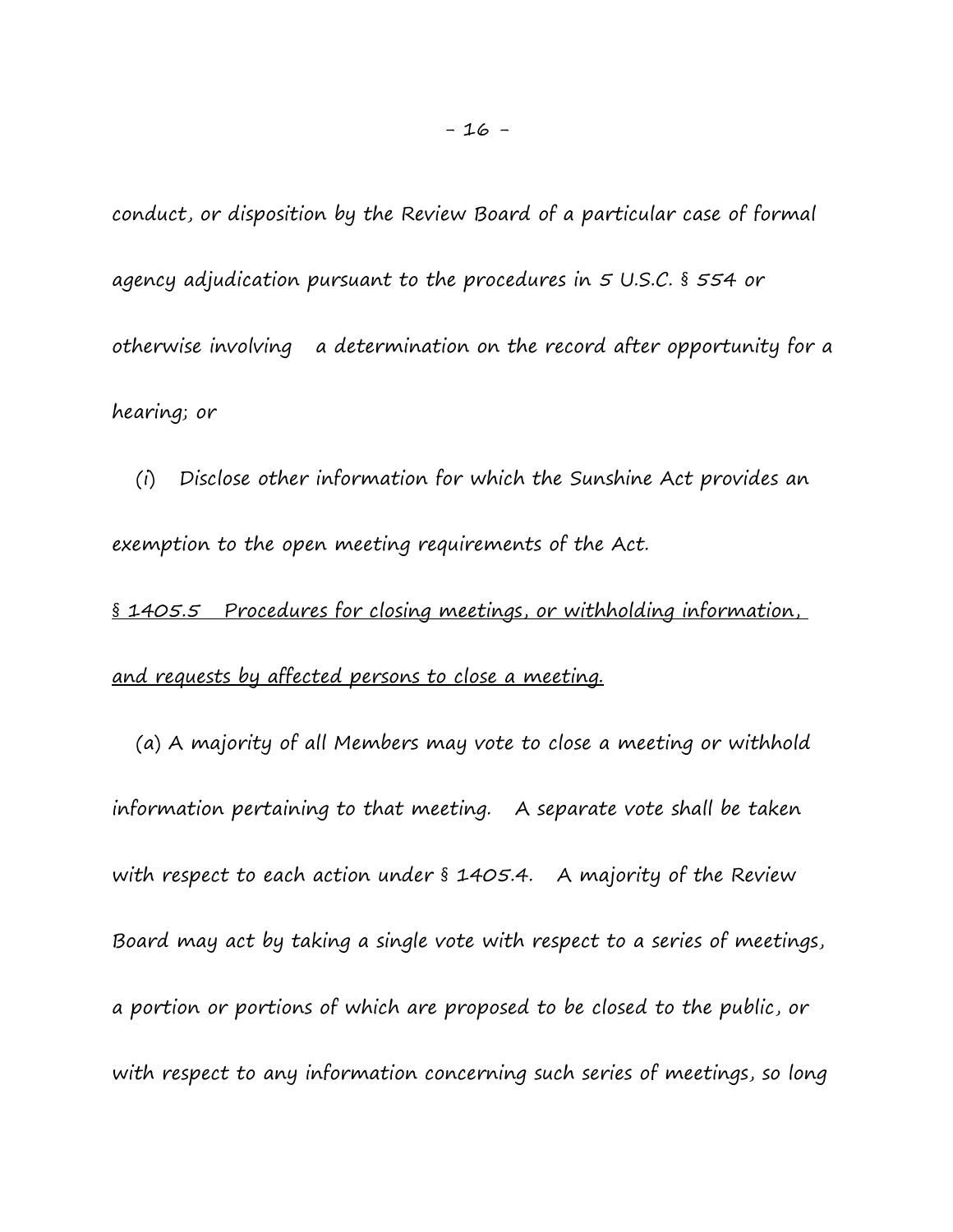conduct, or disposition by the Review Board of a particular case of formal agency adjudication pursuant to the procedures in 5 U.S.C. § 554 or otherwise involving a determination on the record after opportunity for a hearing; or

(i) Disclose other information for which the Sunshine Act provides an exemption to the open meeting requirements of the Act.

<u>§ 1405.5 Procedures for closing meetings, or withholding information, and requests by affected persons to close a meeting.</u>

(a) A majority of all Members may vote to close a meeting or withhold information pertaining to that meeting. A separate vote shall be taken with respect to each action under § 1405.4. A majority of the Review Board may act by taking a single vote with respect to a series of meetings, a portion or portions of which are proposed to be closed to the public, or with respect to any information concerning such series of meetings, so long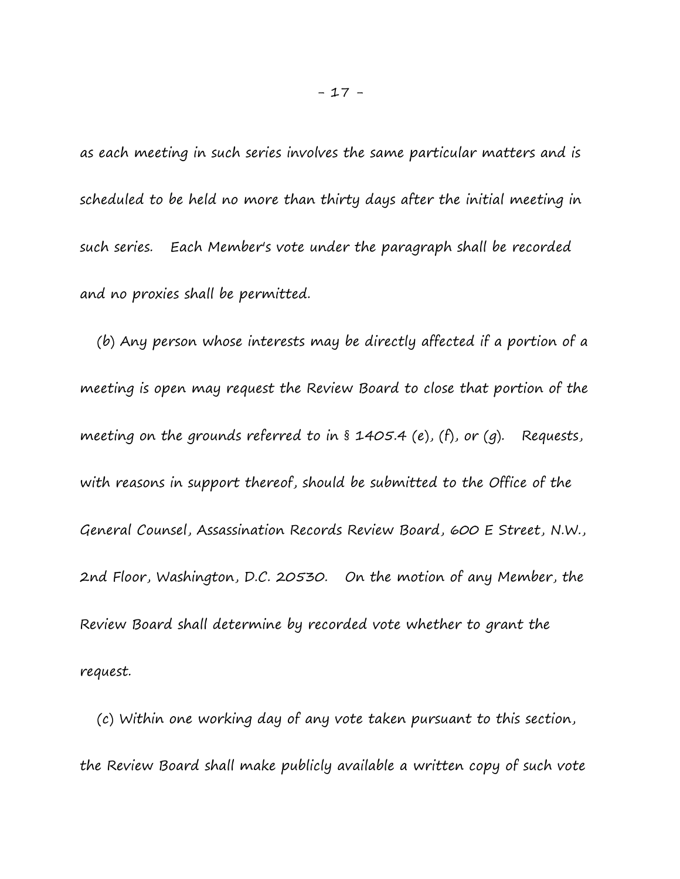as each meeting in such series involves the same particular matters and is scheduled to be held no more than thirty days after the initial meeting in such series. Each Member's vote under the paragraph shall be recorded and no proxies shall be permitted.

(b) Any person whose interests may be directly affected if a portion of a meeting is open may request the Review Board to close that portion of the meeting on the grounds referred to in § 1405.4 (e), (f), or (g). Requests, with reasons in support thereof, should be submitted to the Office of the General Counsel, Assassination Records Review Board, 600 E Street, N.W., 2nd Floor, Washington, D.C. 20530. On the motion of any Member, the Review Board shall determine by recorded vote whether to grant the request.

(c) Within one working day of any vote taken pursuant to this section, the Review Board shall make publicly available a written copy of such vote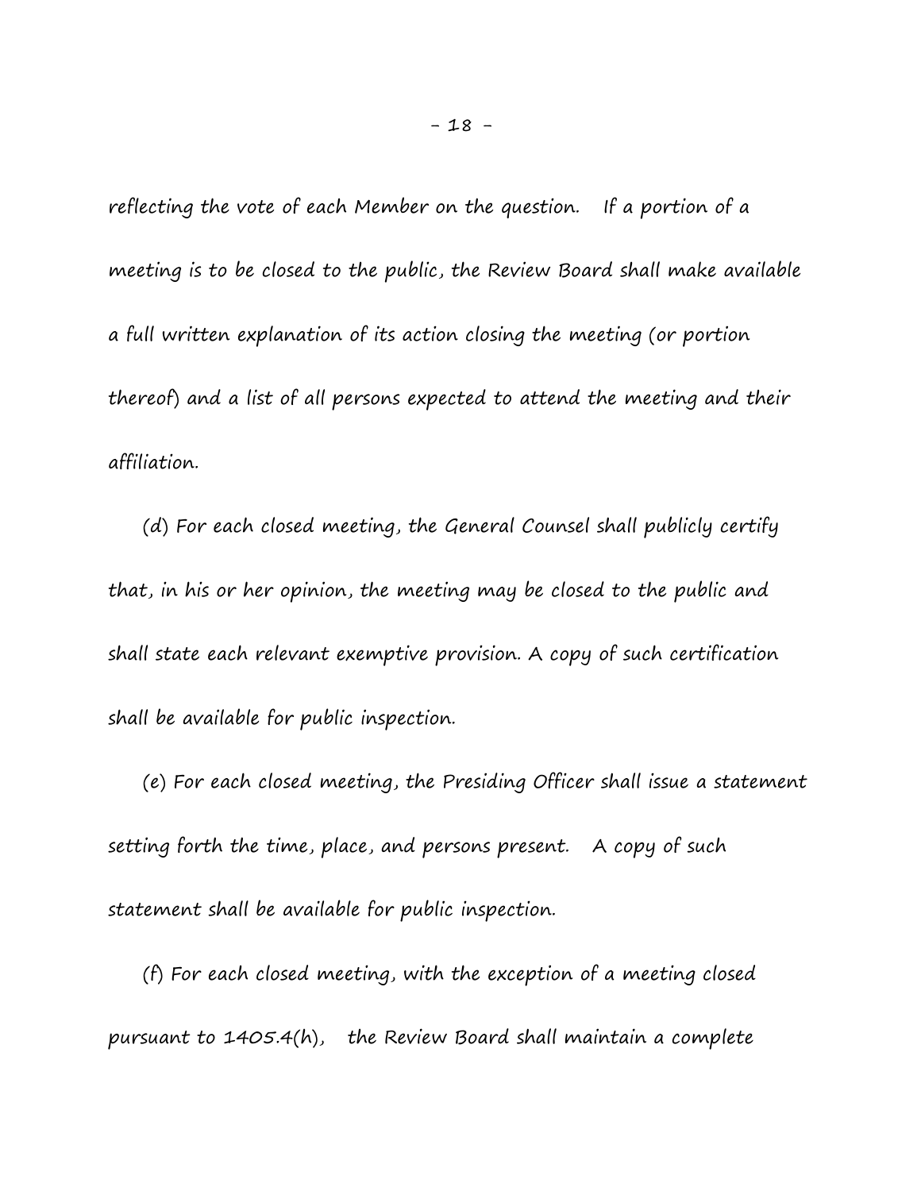reflecting the vote of each Member on the question. If a portion of a meeting is to be closed to the public, the Review Board shall make available a full written explanation of its action closing the meeting (or portion thereof) and a list of all persons expected to attend the meeting and their affiliation.

(d) For each closed meeting, the General Counsel shall publicly certify that, in his or her opinion, the meeting may be closed to the public and shall state each relevant exemptive provision. A copy of such certification shall be available for public inspection.

(e) For each closed meeting, the Presiding Officer shall issue a statement setting forth the time, place, and persons present. A copy of such statement shall be available for public inspection.

(f) For each closed meeting, with the exception of a meeting closed pursuant to 1405.4(h), the Review Board shall maintain a complete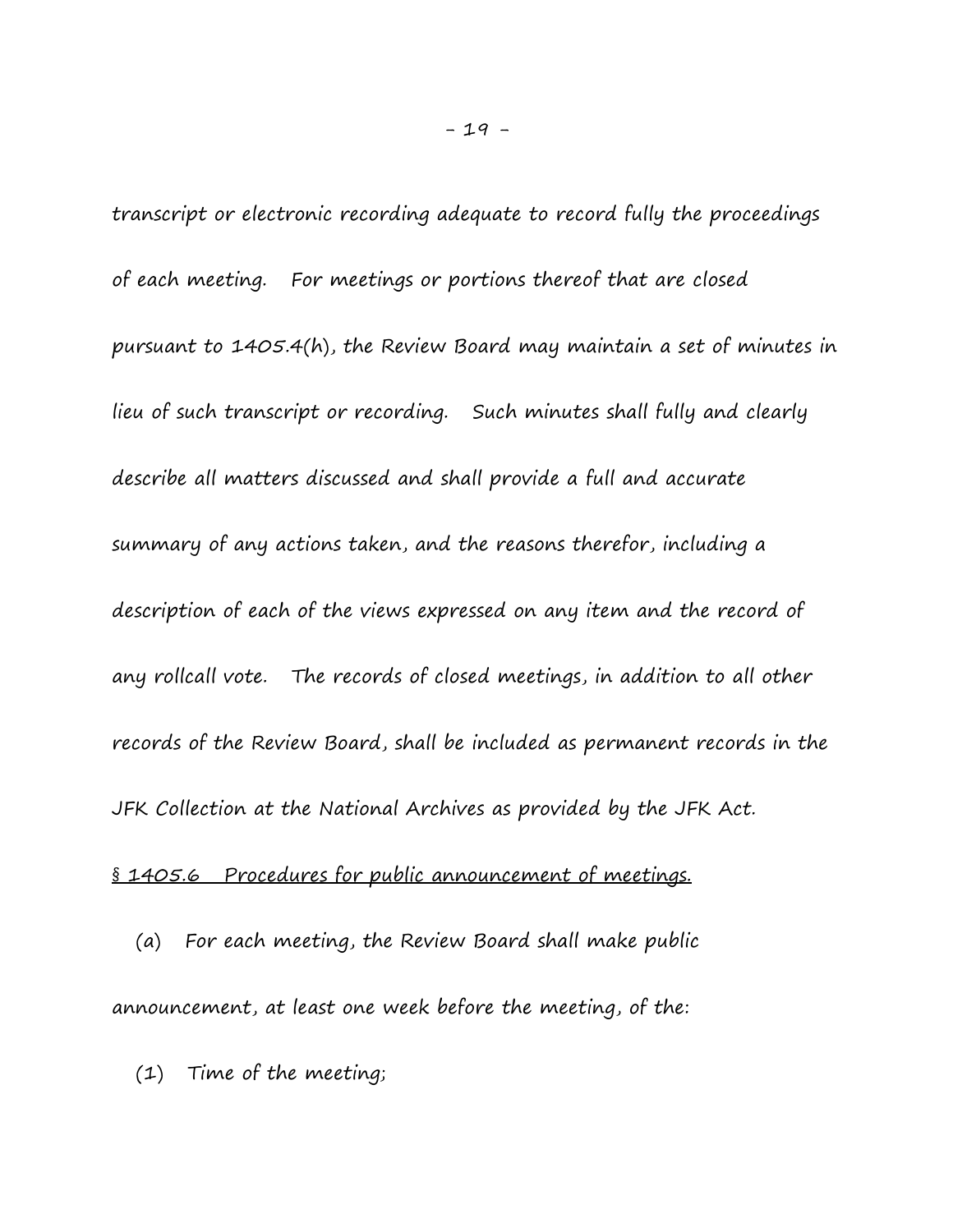transcript or electronic recording adequate to record fully the proceedings of each meeting. For meetings or portions thereof that are closed pursuant to 1405.4(h), the Review Board may maintain a set of minutes in lieu of such transcript or recording. Such minutes shall fully and clearly describe all matters discussed and shall provide a full and accurate summary of any actions taken, and the reasons therefor, including a description of each of the views expressed on any item and the record of any rollcall vote. The records of closed meetings, in addition to all other records of the Review Board, shall be included as permanent records in the JFK Collection at the National Archives as provided by the JFK Act.

§ 1405.6 Procedures for public announcement of meetings.

(a) For each meeting, the Review Board shall make public announcement, at least one week before the meeting, of the:

(1) Time of the meeting;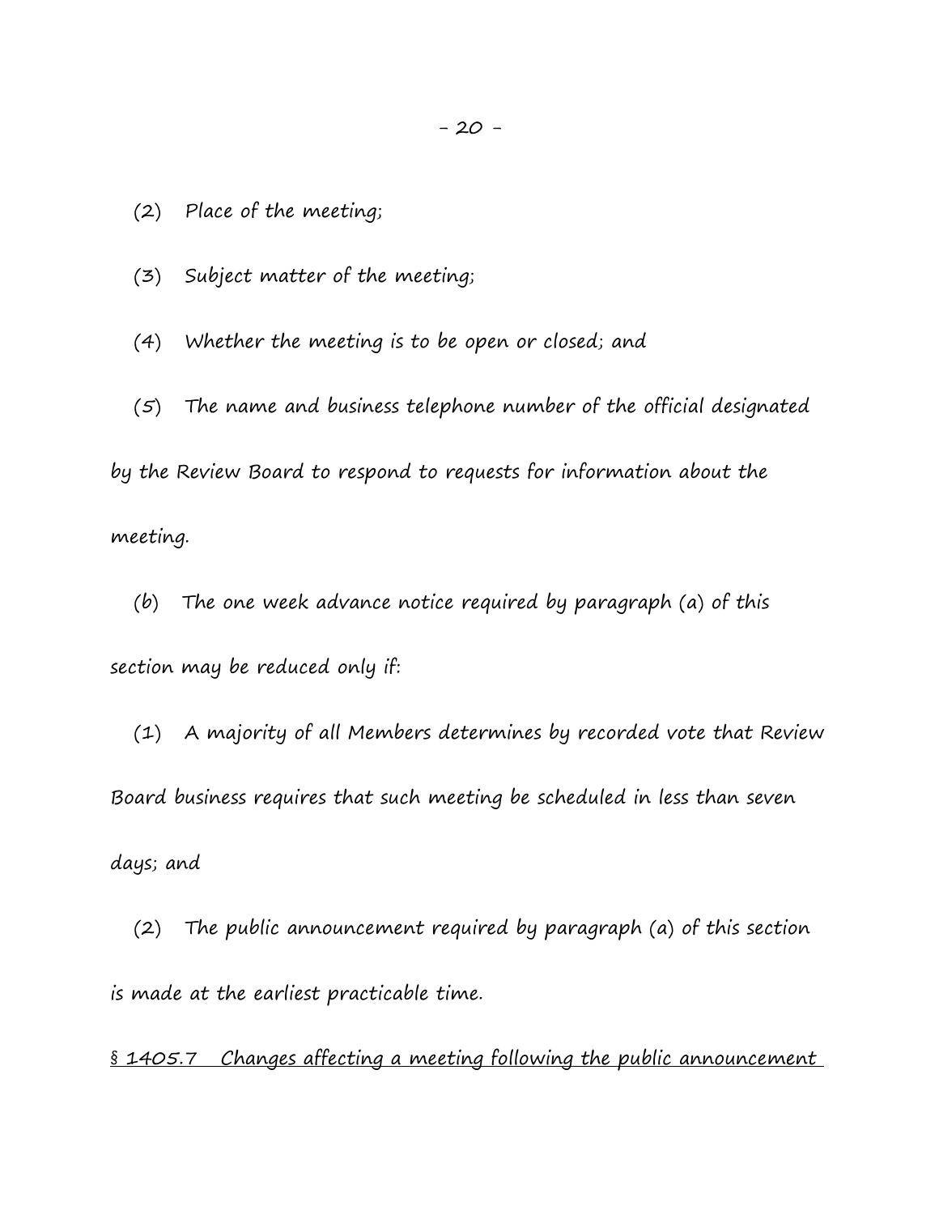(2) Place of the meeting;

(3) Subject matter of the meeting;

(4) Whether the meeting is to be open or closed; and

(5) The name and business telephone number of the official designated by the Review Board to respond to requests for information about the meeting.

(b) The one week advance notice required by paragraph (a) of this section may be reduced only if:

(1) A majority of all Members determines by recorded vote that Review Board business requires that such meeting be scheduled in less than seven days; and

(2) The public announcement required by paragraph (a) of this section is made at the earliest practicable time.

<u>§ 1405.7 Changes affecting a meeting following the public announcement</u>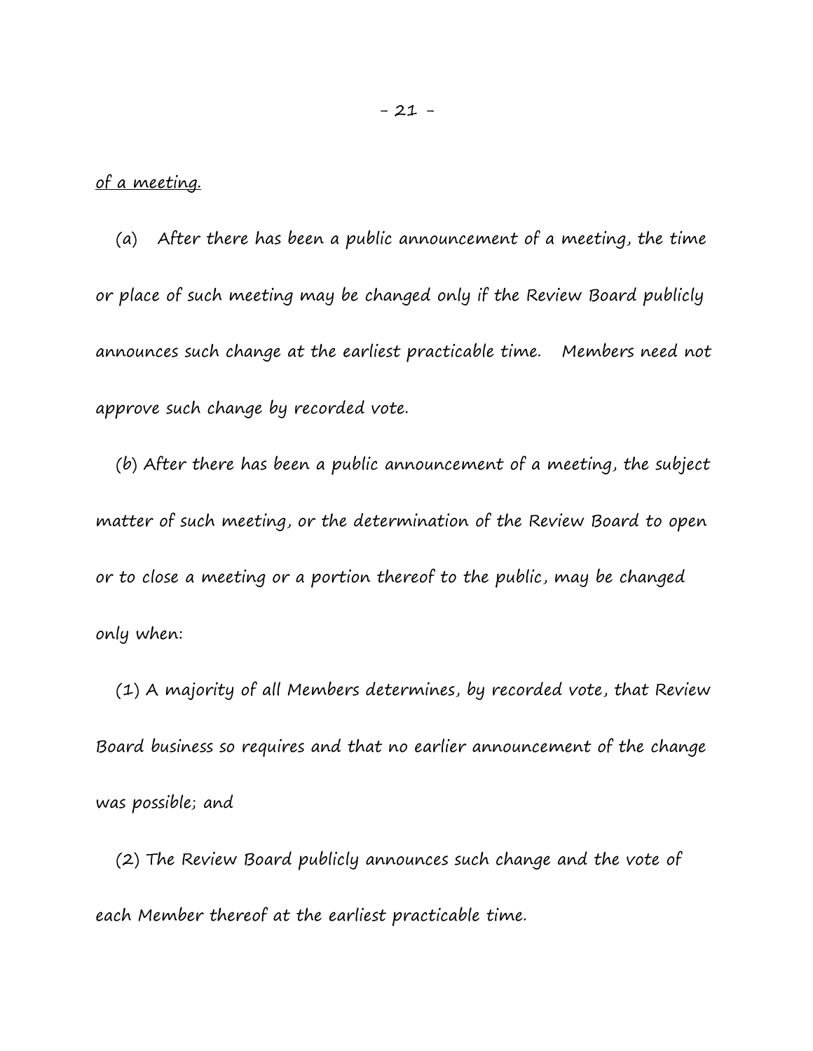<u>of a meeting.</u>

(a) After there has been a public announcement of a meeting, the time or place of such meeting may be changed only if the Review Board publicly announces such change at the earliest practicable time. Members need not approve such change by recorded vote.

(b) After there has been a public announcement of a meeting, the subject matter of such meeting, or the determination of the Review Board to open or to close a meeting or a portion thereof to the public, may be changed only when:

(1) A majority of all Members determines, by recorded vote, that Review Board business so requires and that no earlier announcement of the change was possible; and

(2) The Review Board publicly announces such change and the vote of each Member thereof at the earliest practicable time.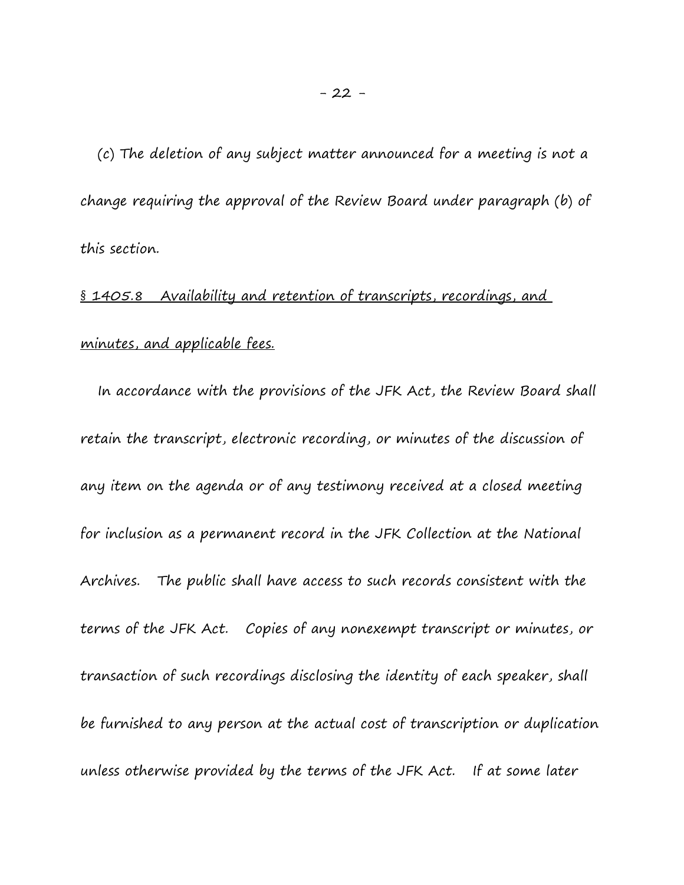(c) The deletion of any subject matter announced for a meeting is not a change requiring the approval of the Review Board under paragraph (b) of this section.

<u>§ 1405.8 Availability and retention of transcripts, recordings, and minutes, and applicable fees.</u>

In accordance with the provisions of the JFK Act, the Review Board shall retain the transcript, electronic recording, or minutes of the discussion of any item on the agenda or of any testimony received at a closed meeting for inclusion as a permanent record in the JFK Collection at the National Archives. The public shall have access to such records consistent with the terms of the JFK Act. Copies of any nonexempt transcript or minutes, or transaction of such recordings disclosing the identity of each speaker, shall be furnished to any person at the actual cost of transcription or duplication unless otherwise provided by the terms of the JFK Act. If at some later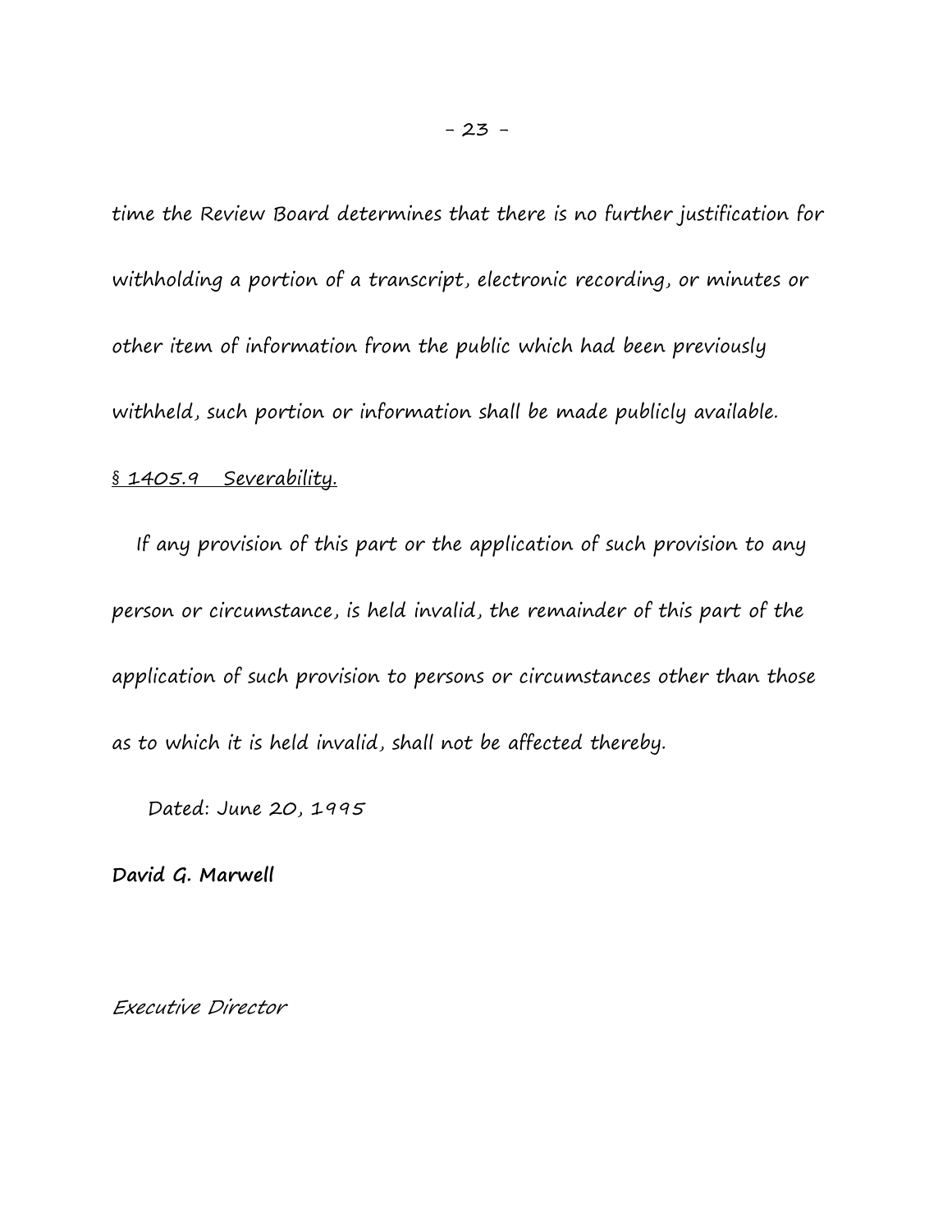time the Review Board determines that there is no further justification for withholding a portion of a transcript, electronic recording, or minutes or other item of information from the public which had been previously withheld, such portion or information shall be made publicly available.

§ 1405.9 Severability.

If any provision of this part or the application of such provision to any person or circumstance, is held invalid, the remainder of this part of the application of such provision to persons or circumstances other than those as to which it is held invalid, shall not be affected thereby.

Dated: June 20, 1995

**David G. Marwell**

*Executive Director*